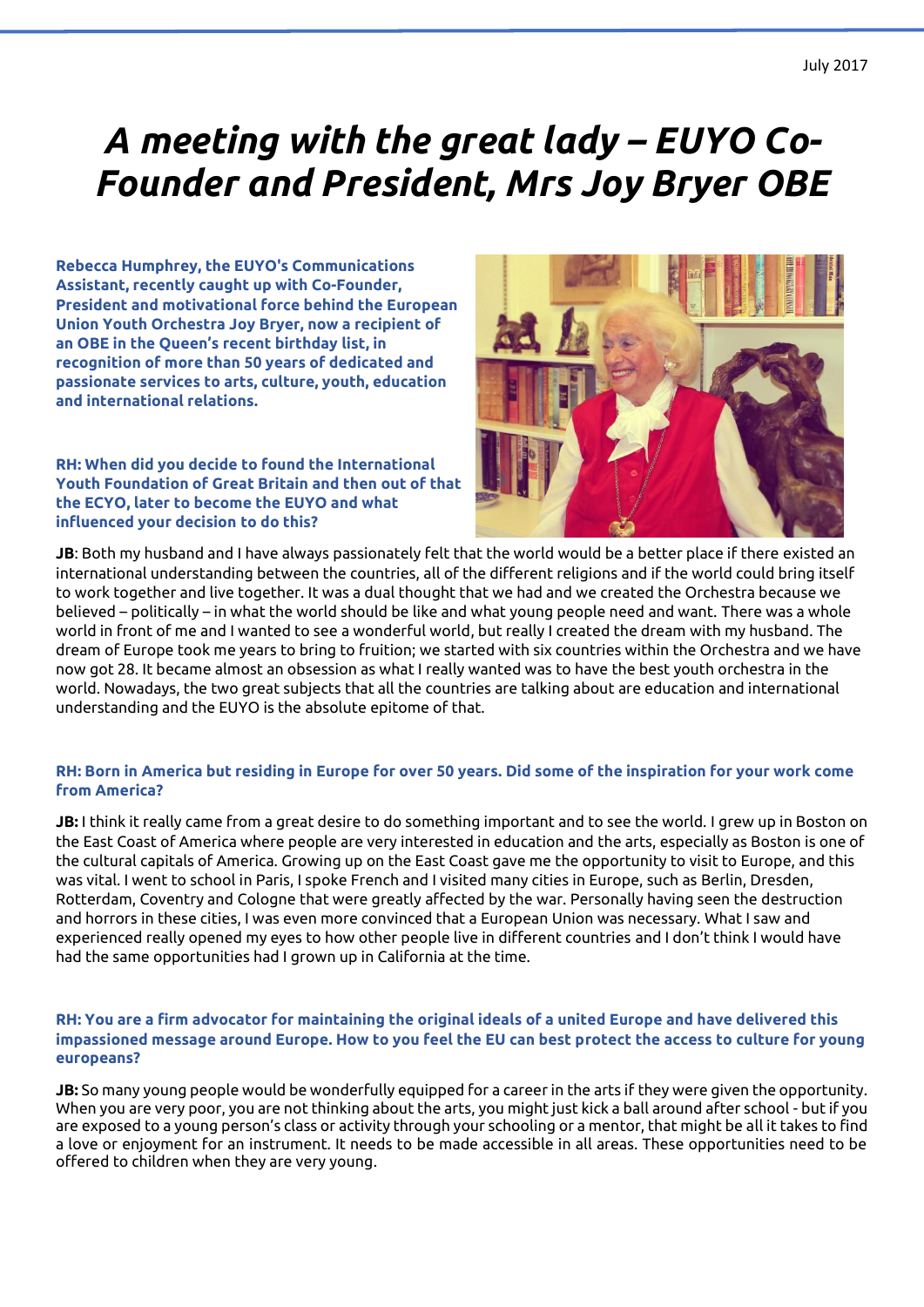July 2017

# *A meeting with the great lady – EUYO Co-Founder and President, Mrs Joy Bryer OBE*

**Rebecca Humphrey, the EUYO's Communications Assistant, recently caught up with Co-Founder, President and motivational force behind the European Union Youth Orchestra Joy Bryer, now a recipient of an OBE in the Queen's recent birthday list, in recognition of more than 50 years of dedicated and passionate services to arts, culture, youth, education and international relations.**

**RH: When did you decide to found the International Youth Foundation of Great Britain and then out of that the ECYO, later to become the EUYO and what influenced your decision to do this?**

**JB**: Both my husband and I have always passionately felt that the world would be a better place if there existed an international understanding between the countries, all of the different religions and if the world could bring itself to work together and live together. It was a dual thought that we had and we created the Orchestra because we believed – politically – in what the world should be like and what young people need and want. There was a whole world in front of me and I wanted to see a wonderful world, but really I created the dream with my husband. The dream of Europe took me years to bring to fruition; we started with six countries within the Orchestra and we have now got 28. It became almost an obsession as what I really wanted was to have the best youth orchestra in the world. Nowadays, the two great subjects that all the countries are talking about are education and international understanding and the EUYO is the absolute epitome of that.

**RH: Born in America but residing in Europe for over 50 years. Did some of the inspiration for your work come from America?**

**JB:** I think it really came from a great desire to do something important and to see the world. I grew up in Boston on the East Coast of America where people are very interested in education and the arts, especially as Boston is one of the cultural capitals of America. Growing up on the East Coast gave me the opportunity to visit to Europe, and this was vital. I went to school in Paris, I spoke French and I visited many cities in Europe, such as Berlin, Dresden, Rotterdam, Coventry and Cologne that were greatly affected by the war. Personally having seen the destruction and horrors in these cities, I was even more convinced that a European Union was necessary. What I saw and experienced really opened my eyes to how other people live in different countries and I don't think I would have had the same opportunities had I grown up in California at the time.

**RH: You are a firm advocator for maintaining the original ideals of a united Europe and have delivered this impassioned message around Europe. How to you feel the EU can best protect the access to culture for young europeans?**

**JB:** So many young people would be wonderfully equipped for a career in the arts if they were given the opportunity. When you are very poor, you are not thinking about the arts, you might just kick a ball around after school - but if you are exposed to a young person's class or activity through your schooling or a mentor, that might be all it takes to find a love or enjoyment for an instrument. It needs to be made accessible in all areas. These opportunities need to be offered to children when they are very young.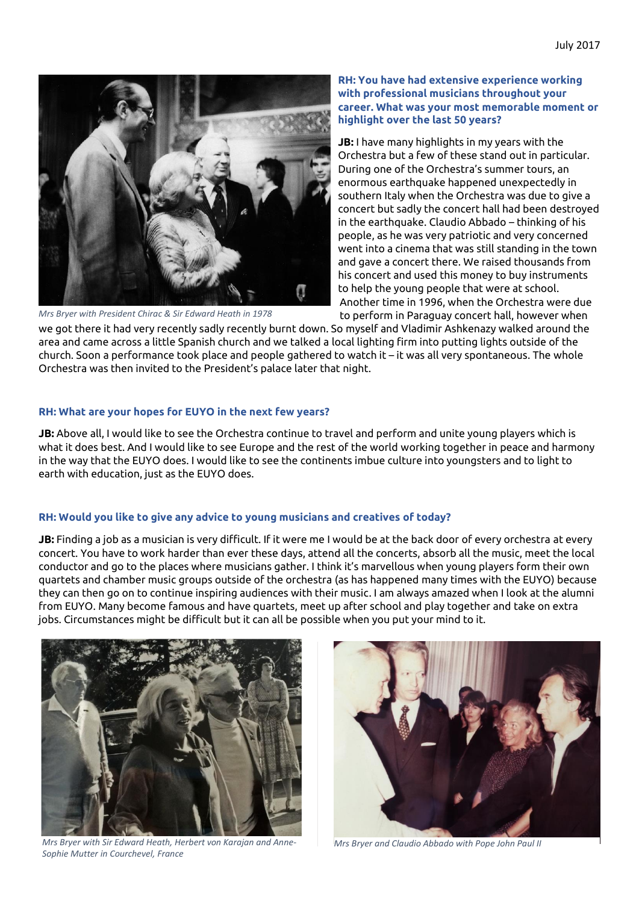*Mrs Bryer with President Chirac & Sir Edward Heath in 1978*

**RH: You have had extensive experience working with professional musicians throughout your career. What was your most memorable moment or highlight over the last 50 years?**

**JB:** I have many highlights in my years with the Orchestra but a few of these stand out in particular. During one of the Orchestra's summer tours, an enormous earthquake happened unexpectedly in southern Italy when the Orchestra was due to give a concert but sadly the concert hall had been destroyed in the earthquake. Claudio Abbado – thinking of his people, as he was very patriotic and very concerned went into a cinema that was still standing in the town and gave a concert there. We raised thousands from his concert and used this money to buy instruments to help the young people that were at school. Another time in 1996, when the Orchestra were due to perform in Paraguay concert hall, however when we got there it had very recently sadly recently burnt down. So myself and Vladimir Ashkenazy walked around the area and came across a little Spanish church and we talked a local lighting firm into putting lights outside of the church. Soon a performance took place and people gathered to watch it – it was all very spontaneous. The whole Orchestra was then invited to the President's palace later that night.

**RH: What are your hopes for EUYO in the next few years?**

**JB:** Above all, I would like to see the Orchestra continue to travel and perform and unite young players which is what it does best. And I would like to see Europe and the rest of the world working together in peace and harmony in the way that the EUYO does. I would like to see the continents imbue culture into youngsters and to light to earth with education, just as the EUYO does.

**RH: Would you like to give any advice to young musicians and creatives of today?**

**JB:** Finding a job as a musician is very difficult. If it were me I would be at the back door of every orchestra at every concert. You have to work harder than ever these days, attend all the concerts, absorb all the music, meet the local conductor and go to the places where musicians gather. I think it's marvellous when young players form their own quartets and chamber music groups outside of the orchestra (as has happened many times with the EUYO) because they can then go on to continue inspiring audiences with their music. I am always amazed when I look at the alumni from EUYO. Many become famous and have quartets, meet up after school and play together and take on extra jobs. Circumstances might be difficult but it can all be possible when you put your mind to it.

*Mrs Bryer with Sir Edward Heath, Herbert von Karajan and Anne-Sophie Mutter in Courchevel, France*

*Mrs Bryer and Claudio Abbado with Pope John Paul II*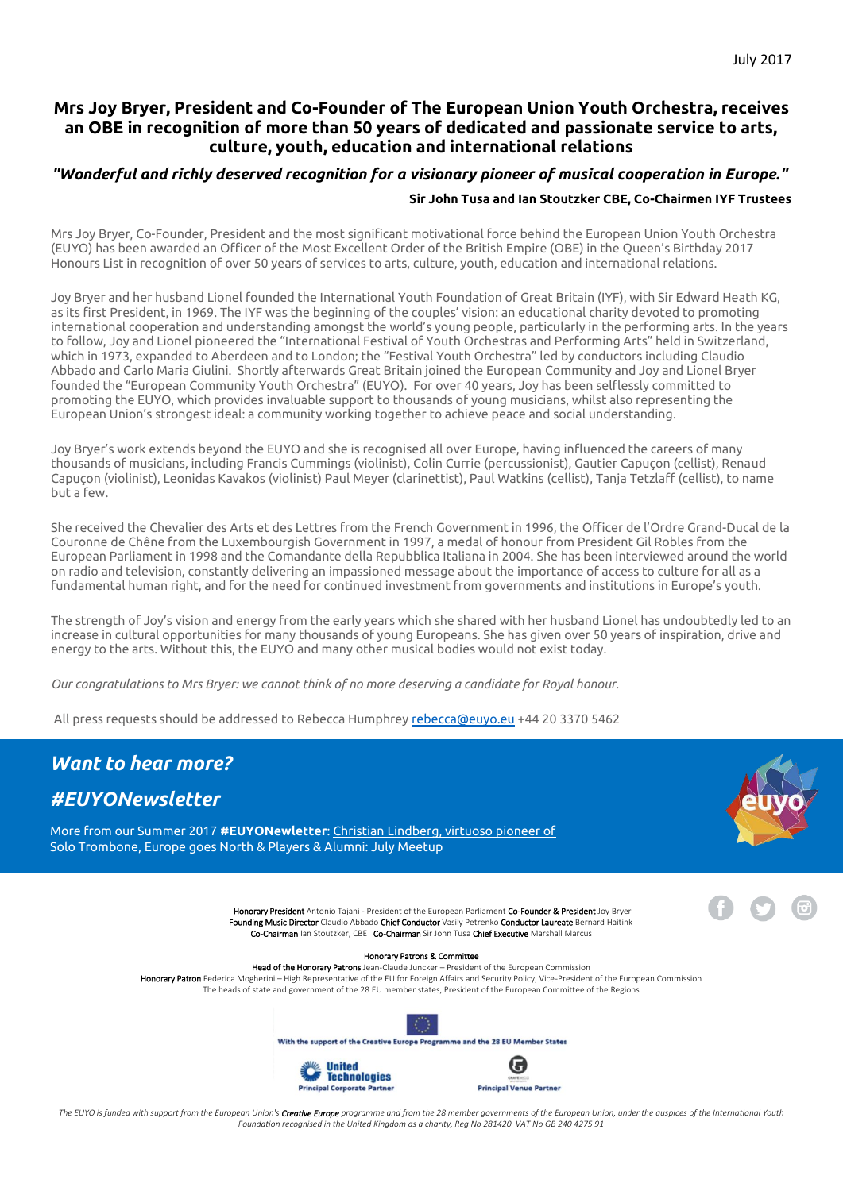July 2017

## Mrs Joy Bryer, President and Co-Founder of The European Union Youth Orchestra, receives an OBE in recognition of more than 50 years of dedicated and passionate service to arts, culture, youth, education and international relations

***"Wonderful and richly deserved recognition for a visionary pioneer of musical cooperation in Europe."***

**Sir John Tusa and Ian Stoutzker CBE, Co-Chairmen IYF Trustees**

Mrs Joy Bryer, Co-Founder, President and the most significant motivational force behind the European Union Youth Orchestra (EUYO) has been awarded an Officer of the Most Excellent Order of the British Empire (OBE) in the Queen's Birthday 2017 Honours List in recognition of over 50 years of services to arts, culture, youth, education and international relations.

Joy Bryer and her husband Lionel founded the International Youth Foundation of Great Britain (IYF), with Sir Edward Heath KG, as its first President, in 1969. The IYF was the beginning of the couples' vision: an educational charity devoted to promoting international cooperation and understanding amongst the world's young people, particularly in the performing arts. In the years to follow, Joy and Lionel pioneered the "International Festival of Youth Orchestras and Performing Arts" held in Switzerland, which in 1973, expanded to Aberdeen and to London; the "Festival Youth Orchestra" led by conductors including Claudio Abbado and Carlo Maria Giulini. Shortly afterwards Great Britain joined the European Community and Joy and Lionel Bryer founded the "European Community Youth Orchestra" (EUYO). For over 40 years, Joy has been selflessly committed to promoting the EUYO, which provides invaluable support to thousands of young musicians, whilst also representing the European Union's strongest ideal: a community working together to achieve peace and social understanding.

Joy Bryer's work extends beyond the EUYO and she is recognised all over Europe, having influenced the careers of many thousands of musicians, including Francis Cummings (violinist), Colin Currie (percussionist), Gautier Capuçon (cellist), Renaud Capuçon (violinist), Leonidas Kavakos (violinist) Paul Meyer (clarinettist), Paul Watkins (cellist), Tanja Tetzlaff (cellist), to name but a few.

She received the Chevalier des Arts et des Lettres from the French Government in 1996, the Officer de l'Ordre Grand-Ducal de la Couronne de Chêne from the Luxembourgish Government in 1997, a medal of honour from President Gil Robles from the European Parliament in 1998 and the Comandante della Repubblica Italiana in 2004. She has been interviewed around the world on radio and television, constantly delivering an impassioned message about the importance of access to culture for all as a fundamental human right, and for the need for continued investment from governments and institutions in Europe's youth.

The strength of Joy's vision and energy from the early years which she shared with her husband Lionel has undoubtedly led to an increase in cultural opportunities for many thousands of young Europeans. She has given over 50 years of inspiration, drive and energy to the arts. Without this, the EUYO and many other musical bodies would not exist today.

*Our congratulations to Mrs Bryer: we cannot think of no more deserving a candidate for Royal honour.*

All press requests should be addressed to Rebecca Humphrey [rebecca@euyo.eu](mailto:rebecca@euyo.eu) +44 20 3370 5462

***Want to hear more?***

***#EUYONewsletter***

More from our Summer 2017 **#EUYONewletter**: Christian Lindberg, virtuoso pioneer of Solo Trombone, Europe goes North & Players & Alumni: July Meetup

**Honorary President** Antonio Tajani - President of the European Parliament **Co-Founder & President** Joy Bryer
**Founding Music Director** Claudio Abbado **Chief Conductor** Vasily Petrenko **Conductor Laureate** Bernard Haitink
**Co-Chairman** Ian Stoutzker, CBE **Co-Chairman** Sir John Tusa **Chief Executive** Marshall Marcus

**Honorary Patrons & Committee**
**Head of the Honorary Patrons** Jean-Claude Juncker – President of the European Commission
**Honorary Patron** Federica Mogherini – High Representative of the EU for Foreign Affairs and Security Policy, Vice-President of the European Commission
The heads of state and government of the 28 EU member states, President of the European Committee of the Regions

With the support of the Creative Europe Programme and the 28 EU Member States

United Technologies — Principal Corporate Partner
Principal Venue Partner

*The EUYO is funded with support from the European Union's **Creative Europe** programme and from the 28 member governments of the European Union, under the auspices of the International Youth Foundation recognised in the United Kingdom as a charity, Reg No 281420. VAT No GB 240 4275 91*